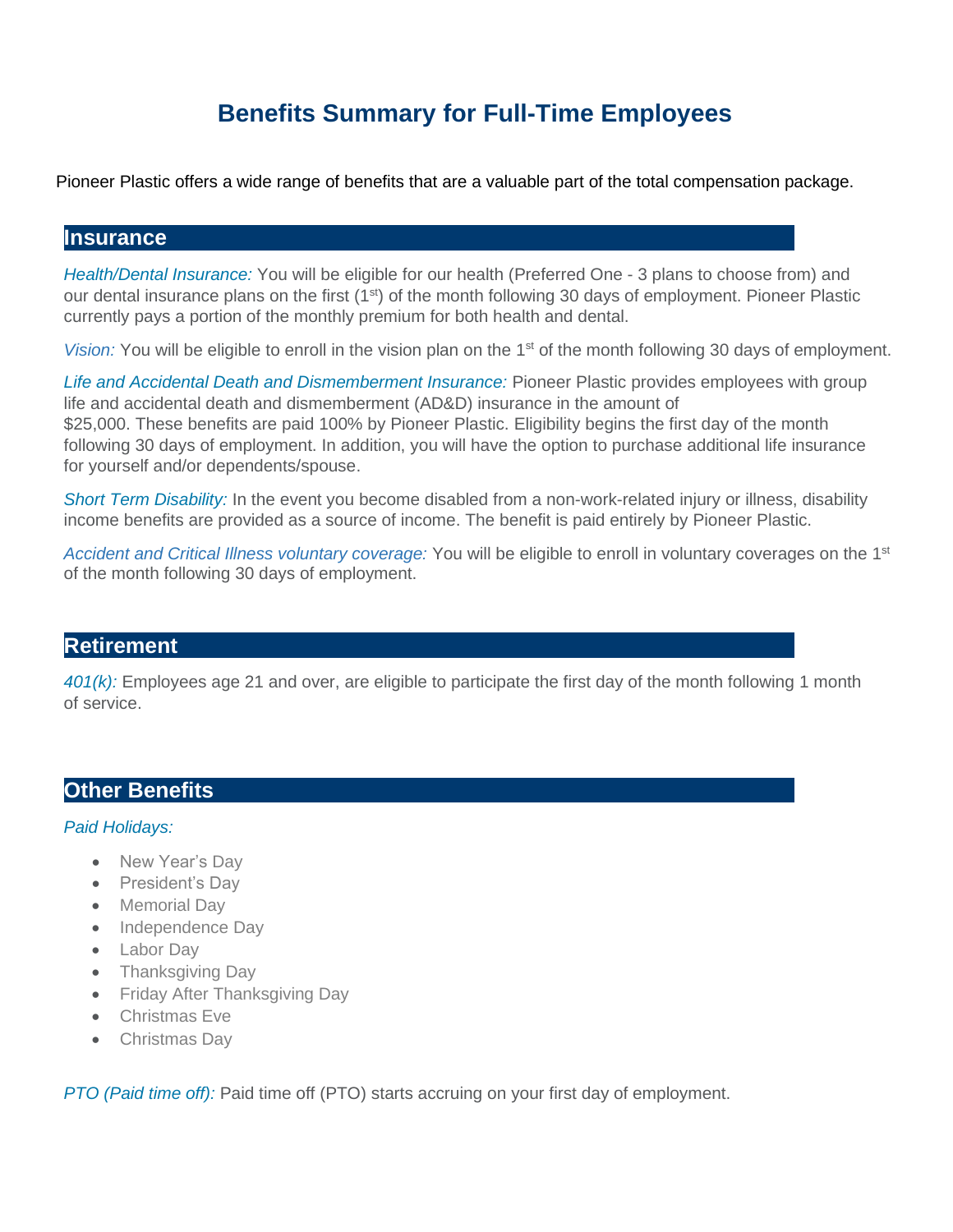# Benefits Summary for Full-Time Employees

Pioneer Plastic offers a wide range of benefits that are a valuable part of the total compensation package.

## Insurance

*Health/Dental Insurance:* You will be eligible for our health (Preferred One - 3 plans to choose from) and our dental insurance plans on the first (1st) of the month following 30 days of employment. Pioneer Plastic currently pays a portion of the monthly premium for both health and dental.

*Vision:* You will be eligible to enroll in the vision plan on the 1st of the month following 30 days of employment.

*Life and Accidental Death and Dismemberment Insurance:* Pioneer Plastic provides employees with group life and accidental death and dismemberment (AD&D) insurance in the amount of $25,000. These benefits are paid 100% by Pioneer Plastic. Eligibility begins the first day of the month following 30 days of employment. In addition, you will have the option to purchase additional life insurance for yourself and/or dependents/spouse.

*Short Term Disability:* In the event you become disabled from a non-work-related injury or illness, disability income benefits are provided as a source of income. The benefit is paid entirely by Pioneer Plastic.

*Accident and Critical Illness voluntary coverage:* You will be eligible to enroll in voluntary coverages on the 1st of the month following 30 days of employment.

## Retirement

*401(k):* Employees age 21 and over, are eligible to participate the first day of the month following 1 month of service.

## Other Benefits

*Paid Holidays:*

- New Year's Day
- President's Day
- Memorial Day
- Independence Day
- Labor Day
- Thanksgiving Day
- Friday After Thanksgiving Day
- Christmas Eve
- Christmas Day

*PTO (Paid time off):* Paid time off (PTO) starts accruing on your first day of employment.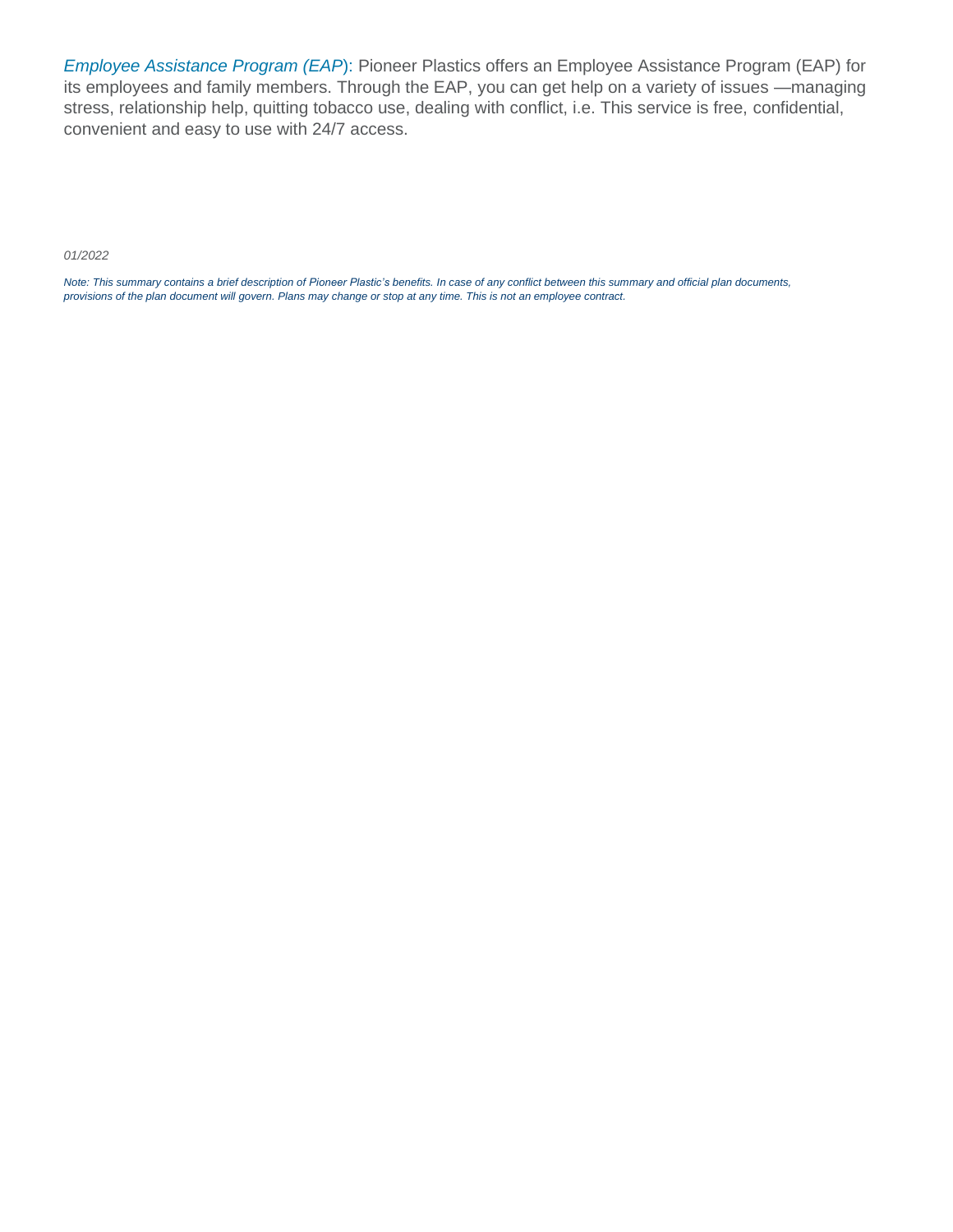*Employee Assistance Program (EAP)*: Pioneer Plastics offers an Employee Assistance Program (EAP) for its employees and family members. Through the EAP, you can get help on a variety of issues —managing stress, relationship help, quitting tobacco use, dealing with conflict, i.e. This service is free, confidential, convenient and easy to use with 24/7 access.

*01/2022*

*Note: This summary contains a brief description of Pioneer Plastic's benefits. In case of any conflict between this summary and official plan documents, provisions of the plan document will govern. Plans may change or stop at any time. This is not an employee contract.*